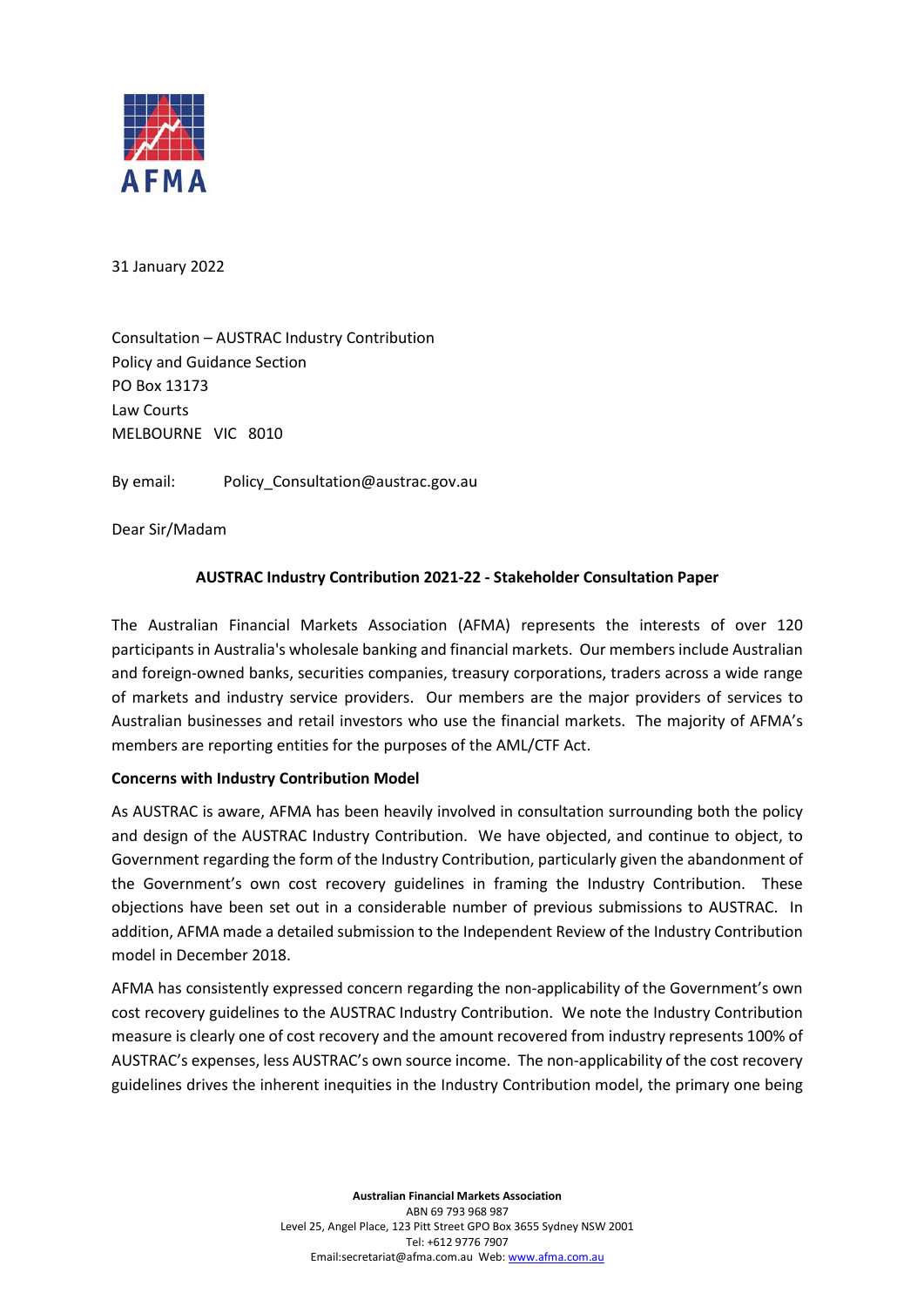31 January 2022

Consultation – AUSTRAC Industry Contribution
Policy and Guidance Section
PO Box 13173
Law Courts
MELBOURNE VIC 8010

By email: Policy_Consultation@austrac.gov.au

Dear Sir/Madam

**AUSTRAC Industry Contribution 2021-22 - Stakeholder Consultation Paper**

The Australian Financial Markets Association (AFMA) represents the interests of over 120 participants in Australia's wholesale banking and financial markets. Our members include Australian and foreign-owned banks, securities companies, treasury corporations, traders across a wide range of markets and industry service providers. Our members are the major providers of services to Australian businesses and retail investors who use the financial markets. The majority of AFMA's members are reporting entities for the purposes of the AML/CTF Act.

**Concerns with Industry Contribution Model**

As AUSTRAC is aware, AFMA has been heavily involved in consultation surrounding both the policy and design of the AUSTRAC Industry Contribution. We have objected, and continue to object, to Government regarding the form of the Industry Contribution, particularly given the abandonment of the Government's own cost recovery guidelines in framing the Industry Contribution. These objections have been set out in a considerable number of previous submissions to AUSTRAC. In addition, AFMA made a detailed submission to the Independent Review of the Industry Contribution model in December 2018.

AFMA has consistently expressed concern regarding the non-applicability of the Government's own cost recovery guidelines to the AUSTRAC Industry Contribution. We note the Industry Contribution measure is clearly one of cost recovery and the amount recovered from industry represents 100% of AUSTRAC's expenses, less AUSTRAC's own source income. The non-applicability of the cost recovery guidelines drives the inherent inequities in the Industry Contribution model, the primary one being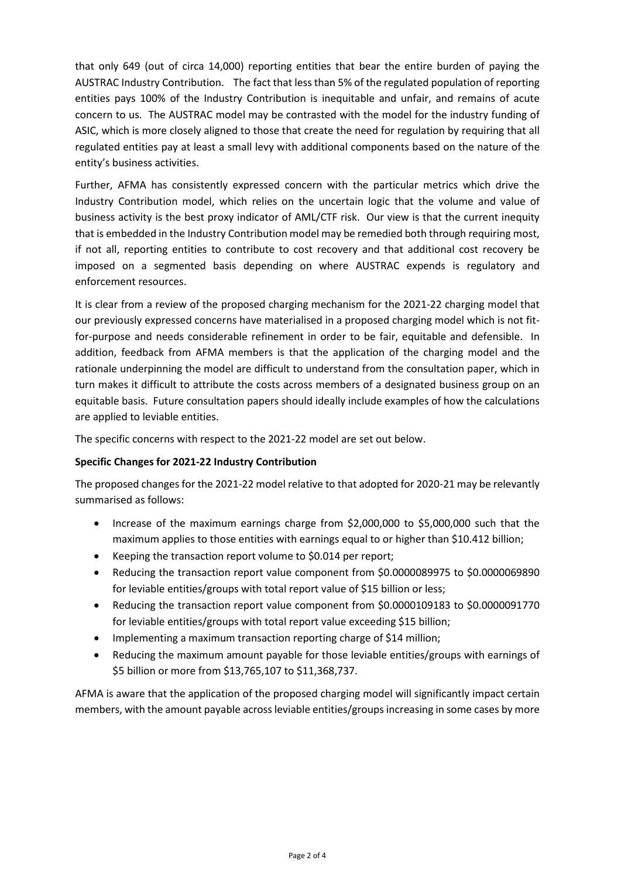that only 649 (out of circa 14,000) reporting entities that bear the entire burden of paying the AUSTRAC Industry Contribution. The fact that less than 5% of the regulated population of reporting entities pays 100% of the Industry Contribution is inequitable and unfair, and remains of acute concern to us. The AUSTRAC model may be contrasted with the model for the industry funding of ASIC, which is more closely aligned to those that create the need for regulation by requiring that all regulated entities pay at least a small levy with additional components based on the nature of the entity's business activities.

Further, AFMA has consistently expressed concern with the particular metrics which drive the Industry Contribution model, which relies on the uncertain logic that the volume and value of business activity is the best proxy indicator of AML/CTF risk. Our view is that the current inequity that is embedded in the Industry Contribution model may be remedied both through requiring most, if not all, reporting entities to contribute to cost recovery and that additional cost recovery be imposed on a segmented basis depending on where AUSTRAC expends is regulatory and enforcement resources.

It is clear from a review of the proposed charging mechanism for the 2021-22 charging model that our previously expressed concerns have materialised in a proposed charging model which is not fit-for-purpose and needs considerable refinement in order to be fair, equitable and defensible. In addition, feedback from AFMA members is that the application of the charging model and the rationale underpinning the model are difficult to understand from the consultation paper, which in turn makes it difficult to attribute the costs across members of a designated business group on an equitable basis. Future consultation papers should ideally include examples of how the calculations are applied to leviable entities.

The specific concerns with respect to the 2021-22 model are set out below.

**Specific Changes for 2021-22 Industry Contribution**

The proposed changes for the 2021-22 model relative to that adopted for 2020-21 may be relevantly summarised as follows:

- Increase of the maximum earnings charge from $2,000,000 to $5,000,000 such that the maximum applies to those entities with earnings equal to or higher than $10.412 billion;
- Keeping the transaction report volume to $0.014 per report;
- Reducing the transaction report value component from $0.0000089975 to $0.0000069890 for leviable entities/groups with total report value of $15 billion or less;
- Reducing the transaction report value component from $0.0000109183 to $0.0000091770 for leviable entities/groups with total report value exceeding $15 billion;
- Implementing a maximum transaction reporting charge of $14 million;
- Reducing the maximum amount payable for those leviable entities/groups with earnings of $5 billion or more from $13,765,107 to $11,368,737.

AFMA is aware that the application of the proposed charging model will significantly impact certain members, with the amount payable across leviable entities/groups increasing in some cases by more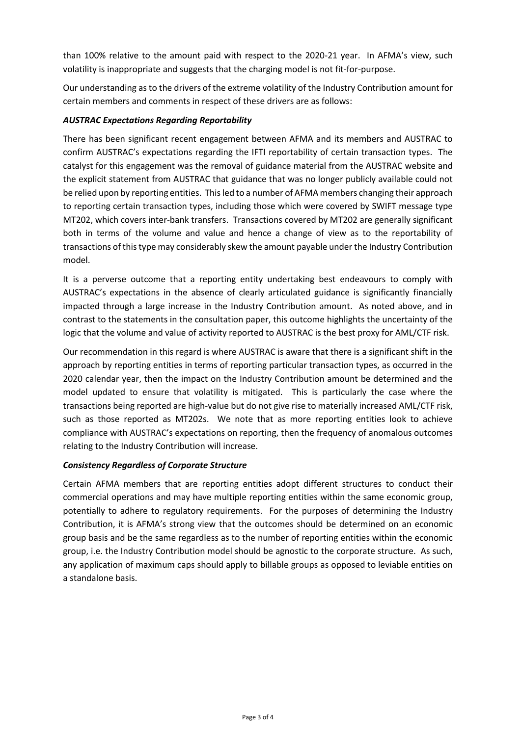than 100% relative to the amount paid with respect to the 2020-21 year. In AFMA's view, such volatility is inappropriate and suggests that the charging model is not fit-for-purpose.

Our understanding as to the drivers of the extreme volatility of the Industry Contribution amount for certain members and comments in respect of these drivers are as follows:

### *AUSTRAC Expectations Regarding Reportability*

There has been significant recent engagement between AFMA and its members and AUSTRAC to confirm AUSTRAC's expectations regarding the IFTI reportability of certain transaction types. The catalyst for this engagement was the removal of guidance material from the AUSTRAC website and the explicit statement from AUSTRAC that guidance that was no longer publicly available could not be relied upon by reporting entities. This led to a number of AFMA members changing their approach to reporting certain transaction types, including those which were covered by SWIFT message type MT202, which covers inter-bank transfers. Transactions covered by MT202 are generally significant both in terms of the volume and value and hence a change of view as to the reportability of transactions of this type may considerably skew the amount payable under the Industry Contribution model.

It is a perverse outcome that a reporting entity undertaking best endeavours to comply with AUSTRAC's expectations in the absence of clearly articulated guidance is significantly financially impacted through a large increase in the Industry Contribution amount. As noted above, and in contrast to the statements in the consultation paper, this outcome highlights the uncertainty of the logic that the volume and value of activity reported to AUSTRAC is the best proxy for AML/CTF risk.

Our recommendation in this regard is where AUSTRAC is aware that there is a significant shift in the approach by reporting entities in terms of reporting particular transaction types, as occurred in the 2020 calendar year, then the impact on the Industry Contribution amount be determined and the model updated to ensure that volatility is mitigated. This is particularly the case where the transactions being reported are high-value but do not give rise to materially increased AML/CTF risk, such as those reported as MT202s. We note that as more reporting entities look to achieve compliance with AUSTRAC's expectations on reporting, then the frequency of anomalous outcomes relating to the Industry Contribution will increase.

### *Consistency Regardless of Corporate Structure*

Certain AFMA members that are reporting entities adopt different structures to conduct their commercial operations and may have multiple reporting entities within the same economic group, potentially to adhere to regulatory requirements. For the purposes of determining the Industry Contribution, it is AFMA's strong view that the outcomes should be determined on an economic group basis and be the same regardless as to the number of reporting entities within the economic group, i.e. the Industry Contribution model should be agnostic to the corporate structure. As such, any application of maximum caps should apply to billable groups as opposed to leviable entities on a standalone basis.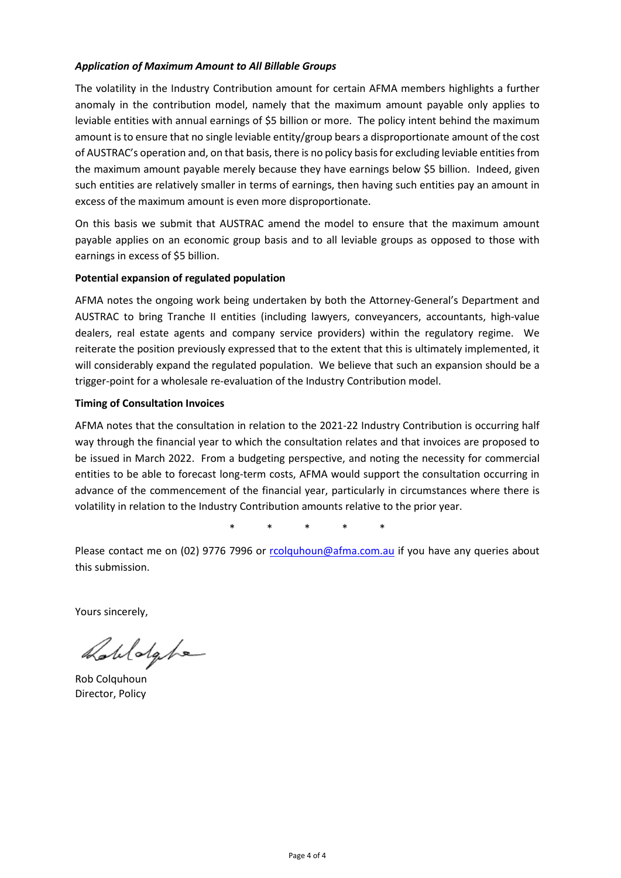***Application of Maximum Amount to All Billable Groups***

The volatility in the Industry Contribution amount for certain AFMA members highlights a further anomaly in the contribution model, namely that the maximum amount payable only applies to leviable entities with annual earnings of $5 billion or more. The policy intent behind the maximum amount is to ensure that no single leviable entity/group bears a disproportionate amount of the cost of AUSTRAC's operation and, on that basis, there is no policy basis for excluding leviable entities from the maximum amount payable merely because they have earnings below $5 billion. Indeed, given such entities are relatively smaller in terms of earnings, then having such entities pay an amount in excess of the maximum amount is even more disproportionate.

On this basis we submit that AUSTRAC amend the model to ensure that the maximum amount payable applies on an economic group basis and to all leviable groups as opposed to those with earnings in excess of $5 billion.

**Potential expansion of regulated population**

AFMA notes the ongoing work being undertaken by both the Attorney-General's Department and AUSTRAC to bring Tranche II entities (including lawyers, conveyancers, accountants, high-value dealers, real estate agents and company service providers) within the regulatory regime. We reiterate the position previously expressed that to the extent that this is ultimately implemented, it will considerably expand the regulated population. We believe that such an expansion should be a trigger-point for a wholesale re-evaluation of the Industry Contribution model.

**Timing of Consultation Invoices**

AFMA notes that the consultation in relation to the 2021-22 Industry Contribution is occurring half way through the financial year to which the consultation relates and that invoices are proposed to be issued in March 2022. From a budgeting perspective, and noting the necessity for commercial entities to be able to forecast long-term costs, AFMA would support the consultation occurring in advance of the commencement of the financial year, particularly in circumstances where there is volatility in relation to the Industry Contribution amounts relative to the prior year.

\*     \*     \*     \*     \*

Please contact me on (02) 9776 7996 or rcolquhoun@afma.com.au if you have any queries about this submission.

Yours sincerely,

Rob Colquhoun
Director, Policy